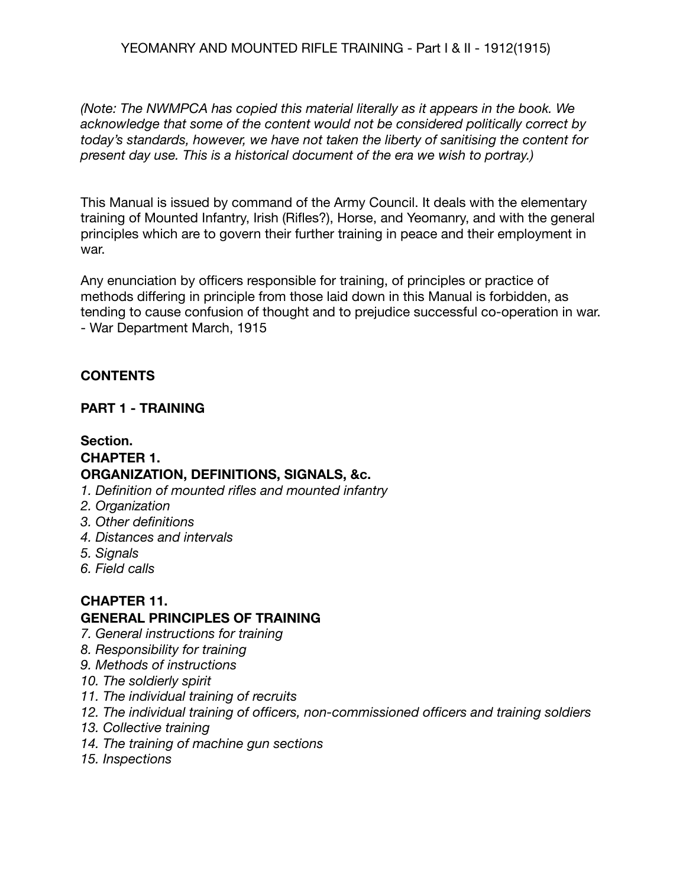# YEOMANRY AND MOUNTED RIFLE TRAINING - Part I & II - 1912(1915)

*(Note: The NWMPCA has copied this material literally as it appears in the book. We acknowledge that some of the content would not be considered politically correct by today's standards, however, we have not taken the liberty of sanitising the content for present day use. This is a historical document of the era we wish to portray.)*

This Manual is issued by command of the Army Council. It deals with the elementary training of Mounted Infantry, Irish (Rifles?), Horse, and Yeomanry, and with the general principles which are to govern their further training in peace and their employment in war.

Any enunciation by officers responsible for training, of principles or practice of methods differing in principle from those laid down in this Manual is forbidden, as tending to cause confusion of thought and to prejudice successful co-operation in war. - War Department March, 1915

## CONTENTS

## PART 1 - TRAINING

**Section.**

### CHAPTER 1.
### ORGANIZATION, DEFINITIONS, SIGNALS, &c.

*1. Definition of mounted rifles and mounted infantry*
*2. Organization*
*3. Other definitions*
*4. Distances and intervals*
*5. Signals*
*6. Field calls*

### CHAPTER 11.
### GENERAL PRINCIPLES OF TRAINING

*7. General instructions for training*
*8. Responsibility for training*
*9. Methods of instructions*
*10. The soldierly spirit*
*11. The individual training of recruits*
*12. The individual training of officers, non-commissioned officers and training soldiers*
*13. Collective training*
*14. The training of machine gun sections*
*15. Inspections*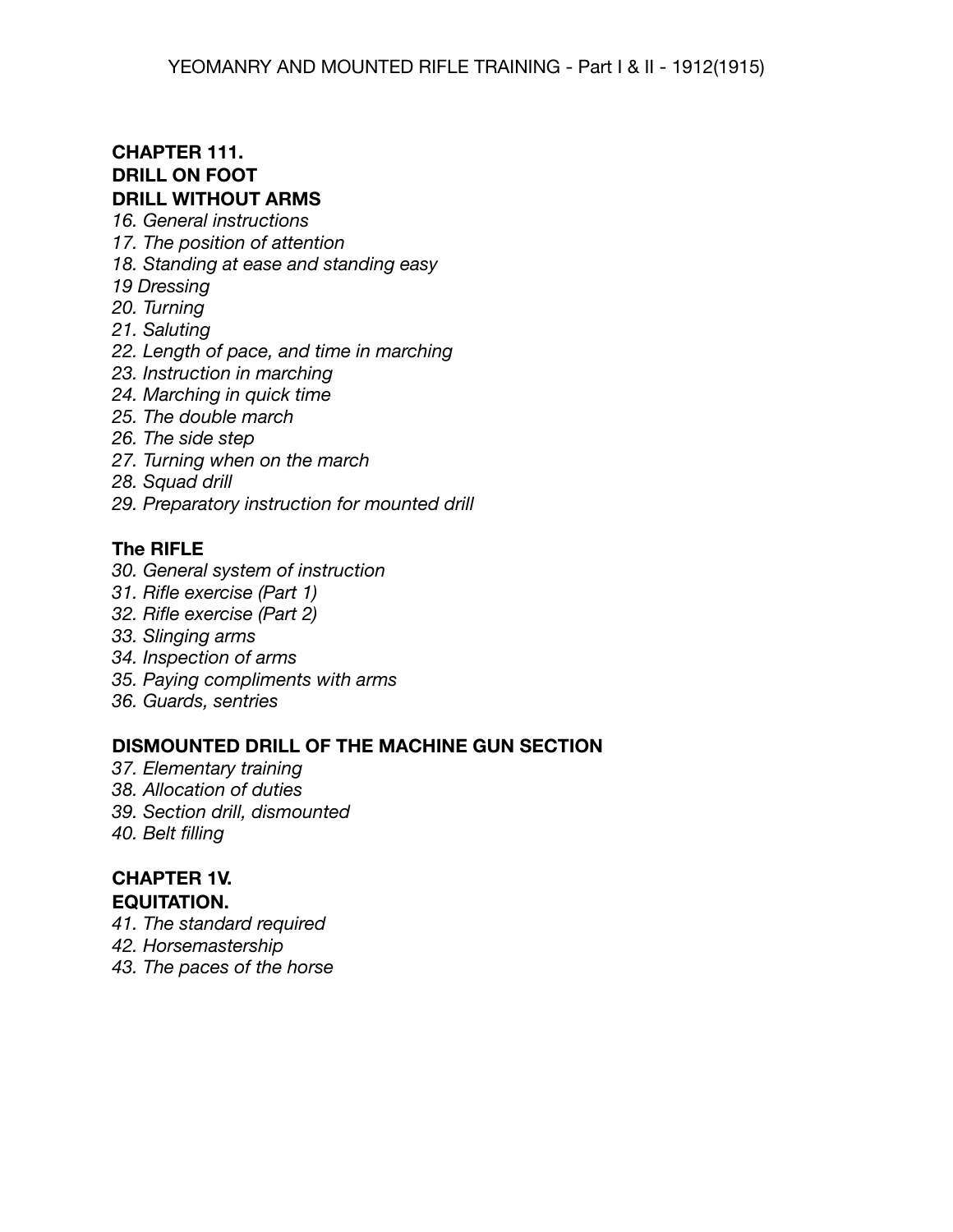## CHAPTER 111.

## DRILL ON FOOT

### DRILL WITHOUT ARMS

*16. General instructions*
*17. The position of attention*
*18. Standing at ease and standing easy*
*19 Dressing*
*20. Turning*
*21. Saluting*
*22. Length of pace, and time in marching*
*23. Instruction in marching*
*24. Marching in quick time*
*25. The double march*
*26. The side step*
*27. Turning when on the march*
*28. Squad drill*
*29. Preparatory instruction for mounted drill*

### The RIFLE

*30. General system of instruction*
*31. Rifle exercise (Part 1)*
*32. Rifle exercise (Part 2)*
*33. Slinging arms*
*34. Inspection of arms*
*35. Paying compliments with arms*
*36. Guards, sentries*

### DISMOUNTED DRILL OF THE MACHINE GUN SECTION

*37. Elementary training*
*38. Allocation of duties*
*39. Section drill, dismounted*
*40. Belt filling*

## CHAPTER 1V.

## EQUITATION.

*41. The standard required*
*42. Horsemastership*
*43. The paces of the horse*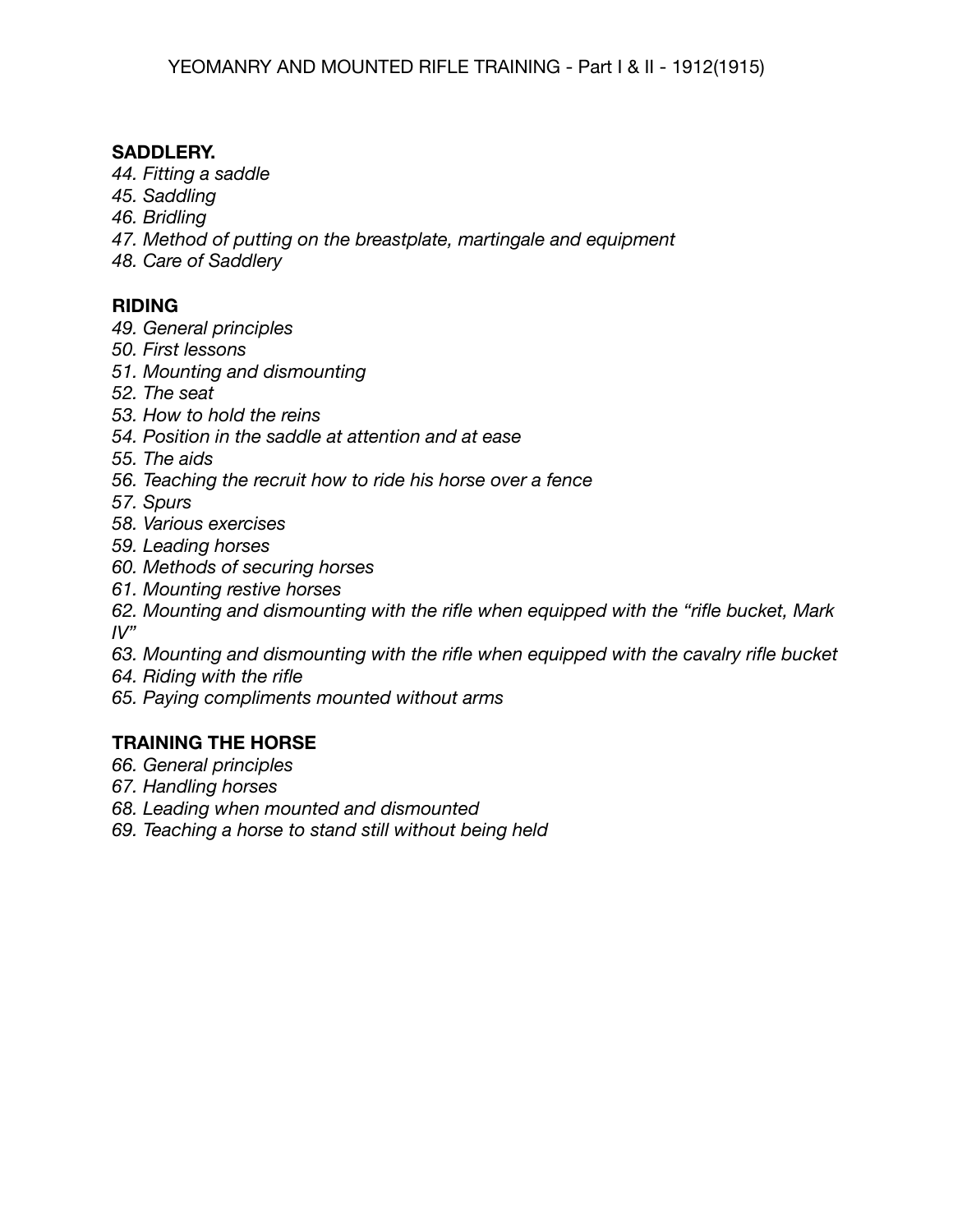## SADDLERY.

*44. Fitting a saddle*
*45. Saddling*
*46. Bridling*
*47. Method of putting on the breastplate, martingale and equipment*
*48. Care of Saddlery*

## RIDING

*49. General principles*
*50. First lessons*
*51. Mounting and dismounting*
*52. The seat*
*53. How to hold the reins*
*54. Position in the saddle at attention and at ease*
*55. The aids*
*56. Teaching the recruit how to ride his horse over a fence*
*57. Spurs*
*58. Various exercises*
*59. Leading horses*
*60. Methods of securing horses*
*61. Mounting restive horses*
*62. Mounting and dismounting with the rifle when equipped with the "rifle bucket, Mark IV"*
*63. Mounting and dismounting with the rifle when equipped with the cavalry rifle bucket*
*64. Riding with the rifle*
*65. Paying compliments mounted without arms*

## TRAINING THE HORSE

*66. General principles*
*67. Handling horses*
*68. Leading when mounted and dismounted*
*69. Teaching a horse to stand still without being held*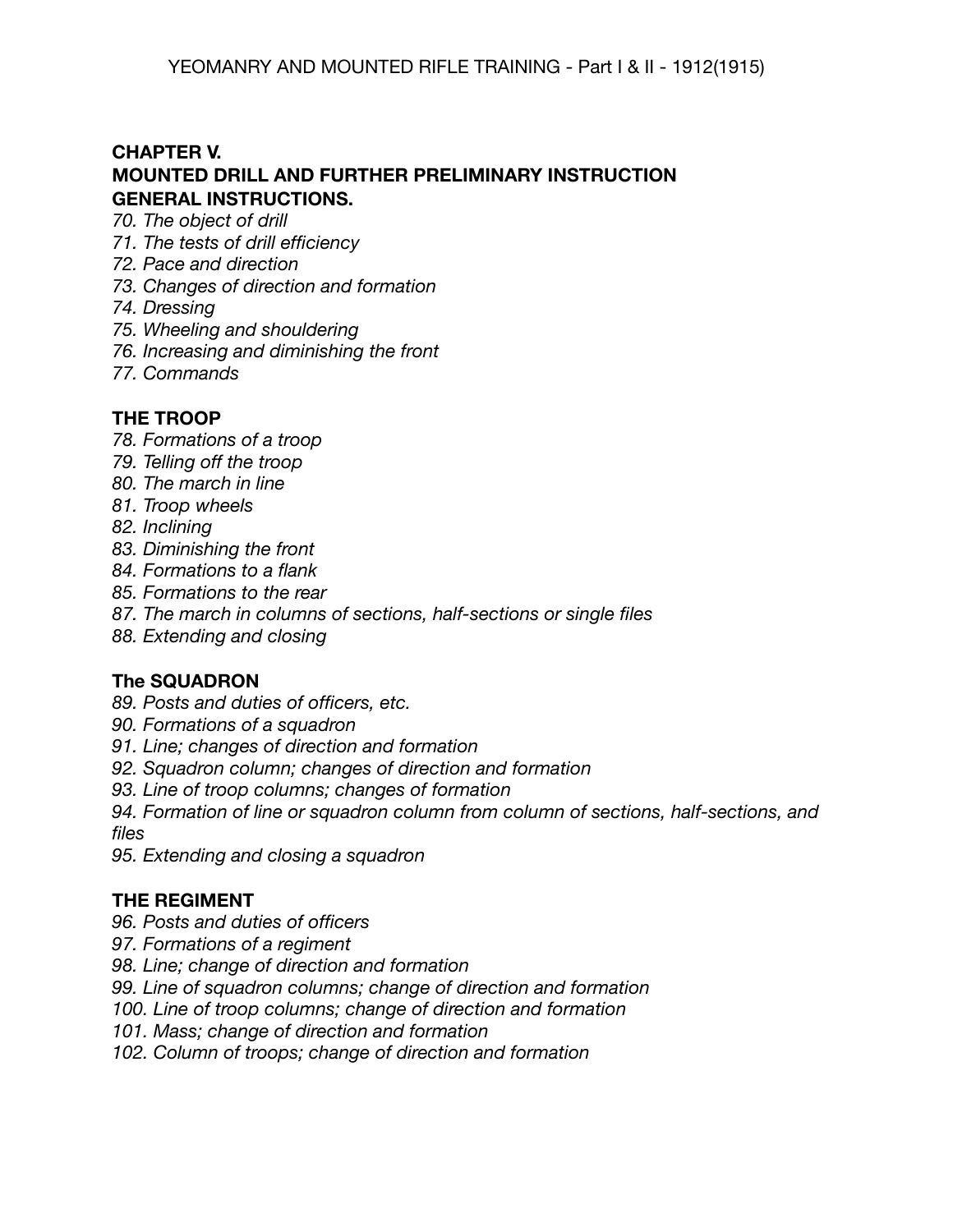## CHAPTER V.
## MOUNTED DRILL AND FURTHER PRELIMINARY INSTRUCTION
### GENERAL INSTRUCTIONS.

*70. The object of drill*
*71. The tests of drill efficiency*
*72. Pace and direction*
*73. Changes of direction and formation*
*74. Dressing*
*75. Wheeling and shouldering*
*76. Increasing and diminishing the front*
*77. Commands*

### THE TROOP

*78. Formations of a troop*
*79. Telling off the troop*
*80. The march in line*
*81. Troop wheels*
*82. Inclining*
*83. Diminishing the front*
*84. Formations to a flank*
*85. Formations to the rear*
*87. The march in columns of sections, half-sections or single files*
*88. Extending and closing*

### The SQUADRON

*89. Posts and duties of officers, etc.*
*90. Formations of a squadron*
*91. Line; changes of direction and formation*
*92. Squadron column; changes of direction and formation*
*93. Line of troop columns; changes of formation*
*94. Formation of line or squadron column from column of sections, half-sections, and files*
*95. Extending and closing a squadron*

### THE REGIMENT

*96. Posts and duties of officers*
*97. Formations of a regiment*
*98. Line; change of direction and formation*
*99. Line of squadron columns; change of direction and formation*
*100. Line of troop columns; change of direction and formation*
*101. Mass; change of direction and formation*
*102. Column of troops; change of direction and formation*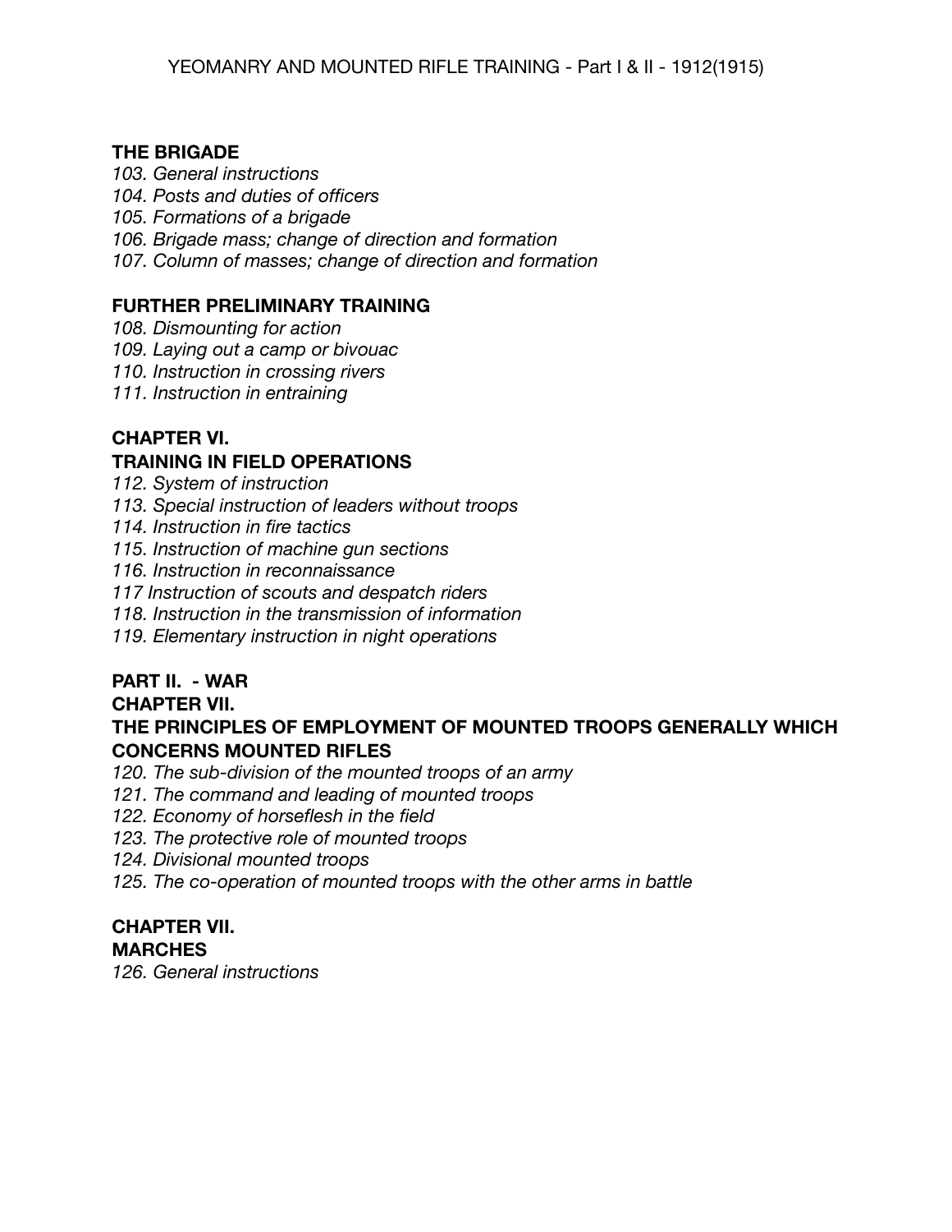**THE BRIGADE**

*103. General instructions*
*104. Posts and duties of officers*
*105. Formations of a brigade*
*106. Brigade mass; change of direction and formation*
*107. Column of masses; change of direction and formation*

**FURTHER PRELIMINARY TRAINING**

*108. Dismounting for action*
*109. Laying out a camp or bivouac*
*110. Instruction in crossing rivers*
*111. Instruction in entraining*

**CHAPTER VI.**
**TRAINING IN FIELD OPERATIONS**

*112. System of instruction*
*113. Special instruction of leaders without troops*
*114. Instruction in fire tactics*
*115. Instruction of machine gun sections*
*116. Instruction in reconnaissance*
*117 Instruction of scouts and despatch riders*
*118. Instruction in the transmission of information*
*119. Elementary instruction in night operations*

**PART II. - WAR**
**CHAPTER VII.**
**THE PRINCIPLES OF EMPLOYMENT OF MOUNTED TROOPS GENERALLY WHICH CONCERNS MOUNTED RIFLES**

*120. The sub-division of the mounted troops of an army*
*121. The command and leading of mounted troops*
*122. Economy of horseflesh in the field*
*123. The protective role of mounted troops*
*124. Divisional mounted troops*
*125. The co-operation of mounted troops with the other arms in battle*

**CHAPTER VII.**
**MARCHES**

*126. General instructions*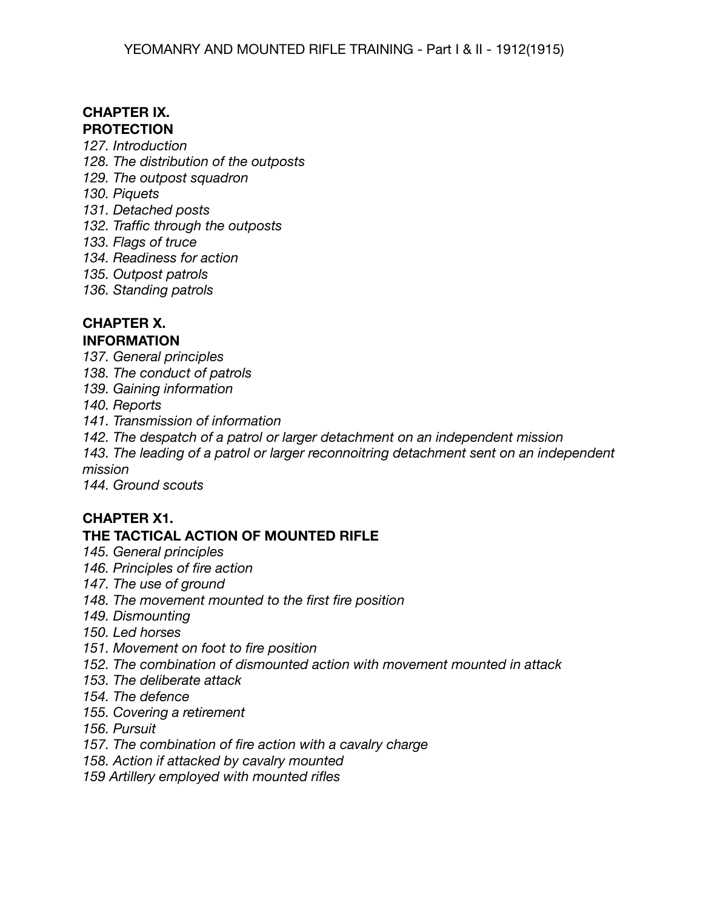## CHAPTER IX.
## PROTECTION

*127. Introduction*
*128. The distribution of the outposts*
*129. The outpost squadron*
*130. Piquets*
*131. Detached posts*
*132. Traffic through the outposts*
*133. Flags of truce*
*134. Readiness for action*
*135. Outpost patrols*
*136. Standing patrols*

## CHAPTER X.
## INFORMATION

*137. General principles*
*138. The conduct of patrols*
*139. Gaining information*
*140. Reports*
*141. Transmission of information*
*142. The despatch of a patrol or larger detachment on an independent mission*
*143. The leading of a patrol or larger reconnoitring detachment sent on an independent mission*
*144. Ground scouts*

## CHAPTER X1.
## THE TACTICAL ACTION OF MOUNTED RIFLE

*145. General principles*
*146. Principles of fire action*
*147. The use of ground*
*148. The movement mounted to the first fire position*
*149. Dismounting*
*150. Led horses*
*151. Movement on foot to fire position*
*152. The combination of dismounted action with movement mounted in attack*
*153. The deliberate attack*
*154. The defence*
*155. Covering a retirement*
*156. Pursuit*
*157. The combination of fire action with a cavalry charge*
*158. Action if attacked by cavalry mounted*
*159 Artillery employed with mounted rifles*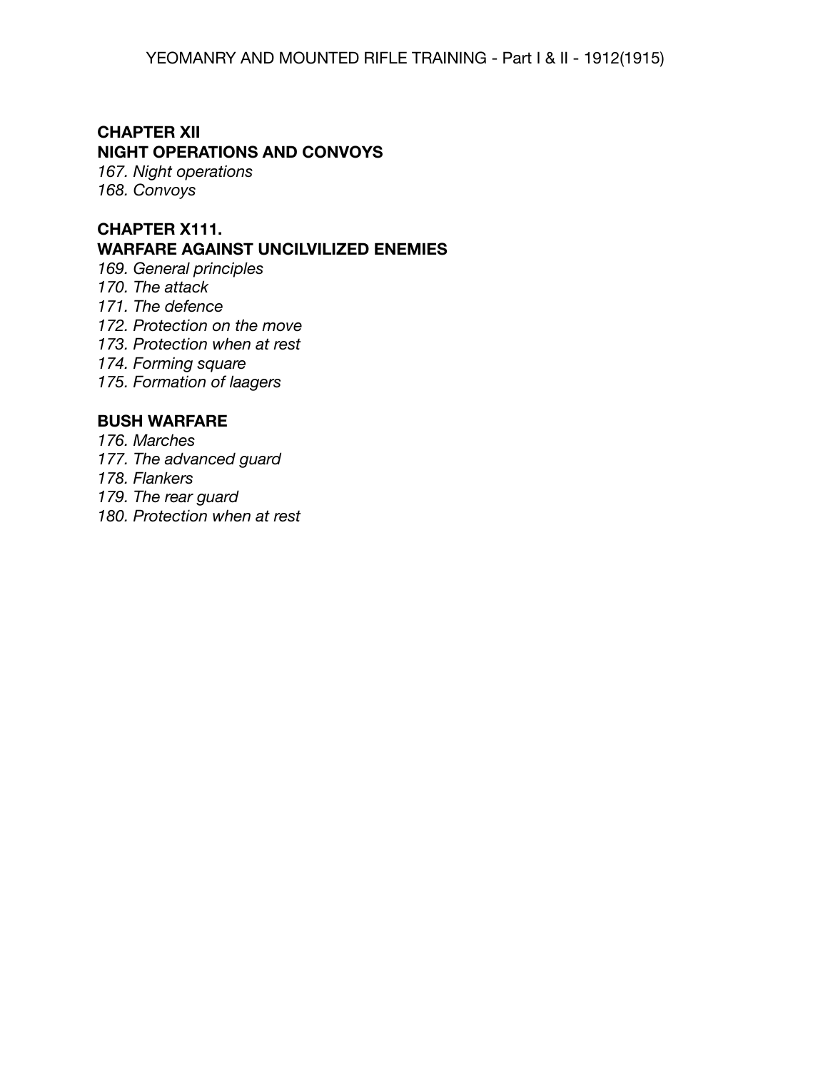**CHAPTER XII**
**NIGHT OPERATIONS AND CONVOYS**

*167. Night operations*
*168. Convoys*

**CHAPTER X111.**
**WARFARE AGAINST UNCILVILIZED ENEMIES**

*169. General principles*
*170. The attack*
*171. The defence*
*172. Protection on the move*
*173. Protection when at rest*
*174. Forming square*
*175. Formation of laagers*

**BUSH WARFARE**

*176. Marches*
*177. The advanced guard*
*178. Flankers*
*179. The rear guard*
*180. Protection when at rest*